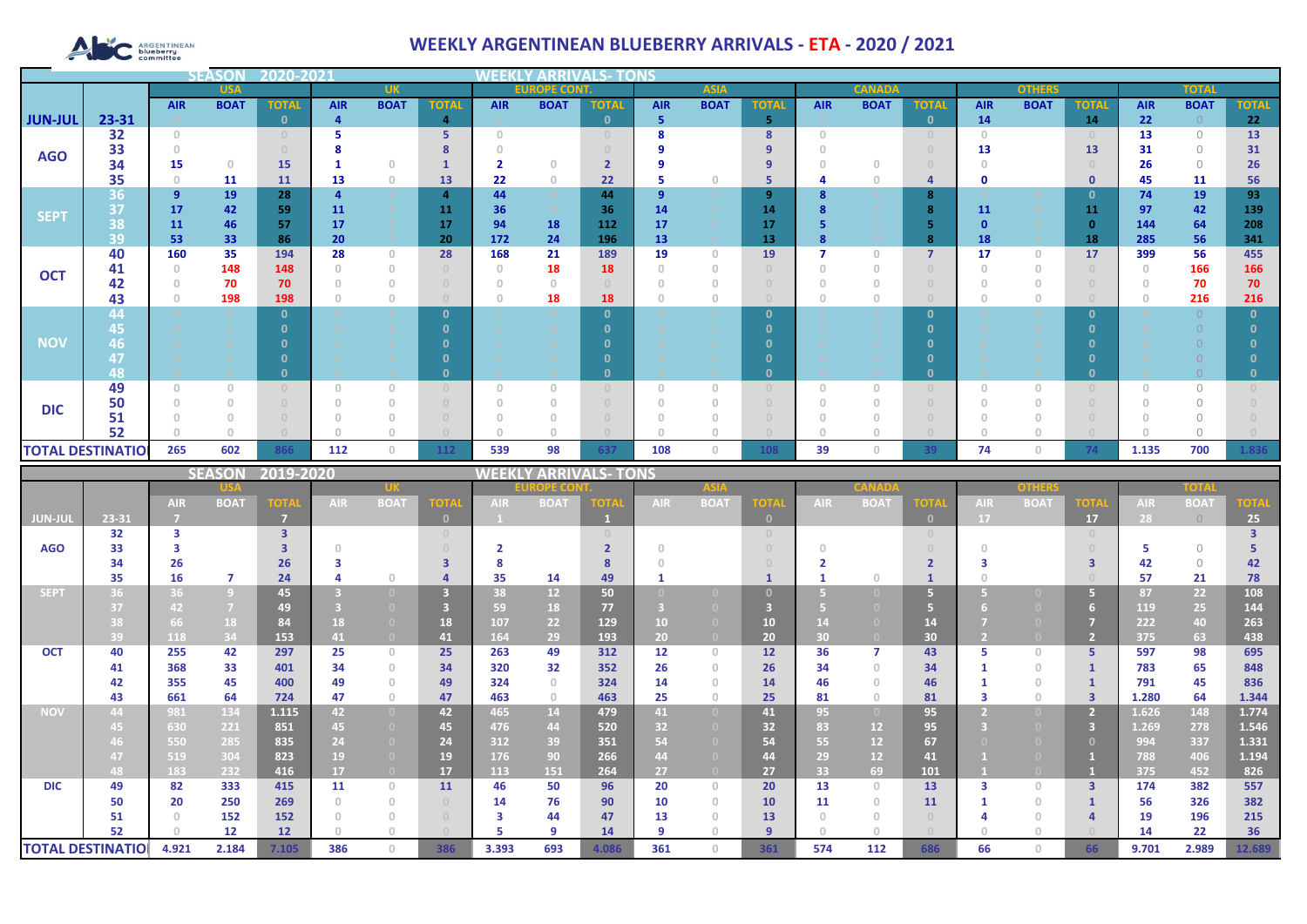# WEEKLY ARGENTINEAN BLUEBERRY ARRIVALS - ETA - 2020 / 2021

**SEASON 2020-2021 — WEEKLY ARRIVALS- TONS**

| | | USA | | | UK | | | EUROPE CONT. | | | ASIA | | | CANADA | | | OTHERS | | | TOTAL | | |
|---|---|---|---|---|---|---|---|---|---|---|---|---|---|---|---|---|---|---|---|---|---|---|
| | | AIR | BOAT | TOTAL | AIR | BOAT | TOTAL | AIR | BOAT | TOTAL | AIR | BOAT | TOTAL | AIR | BOAT | TOTAL | AIR | BOAT | TOTAL | AIR | BOAT | TOTAL |
| JUN-JUL | 23-31 | 0 | | 0 | 4 | | 4 | 0 | | 0 | 5 | | 5 | 0 | | 0 | 14 | | 14 | 22 | 0 | 22 |
| AGO | 32 | 0 | | 0 | 5 | | 5 | 0 | | 0 | 8 | | 8 | 0 | | 0 | 0 | | 0 | 13 | 0 | 13 |
| | 33 | 0 | | 0 | 8 | | 8 | 0 | | 0 | 9 | | 9 | 0 | | 0 | 13 | | 13 | 31 | 0 | 31 |
| | 34 | 15 | 0 | 15 | 1 | 0 | 1 | 2 | 0 | 2 | 9 | | 9 | 0 | 0 | 0 | 0 | | 0 | 26 | 0 | 26 |
| | 35 | 0 | 11 | 11 | 13 | 0 | 13 | 22 | 0 | 22 | 5 | 0 | 5 | 4 | 0 | 4 | 0 | | 0 | 45 | 11 | 56 |
| SEPT | 36 | 9 | 19 | 28 | 4 | | 4 | 44 | | 44 | 9 | | 9 | 8 | | 8 | | | 0 | 74 | 19 | 93 |
| | 37 | 17 | 42 | 59 | 11 | | 11 | 36 | | 36 | 14 | | 14 | 8 | | 8 | 11 | | 11 | 97 | 42 | 139 |
| | 38 | 11 | 46 | 57 | 17 | | 17 | 94 | 18 | 112 | 17 | | 17 | 5 | | 5 | 0 | | 0 | 144 | 64 | 208 |
| | 39 | 53 | 33 | 86 | 20 | | 20 | 172 | 24 | 196 | 13 | | 13 | 8 | | 8 | 18 | | 18 | 285 | 56 | 341 |
| OCT | 40 | 160 | 35 | 194 | 28 | 0 | 28 | 168 | 21 | 189 | 19 | 0 | 19 | 7 | 0 | 7 | 17 | 0 | 17 | 399 | 56 | 455 |
| | 41 | 0 | 148 | 148 | 0 | 0 | 0 | 0 | 18 | 18 | 0 | 0 | 0 | 0 | 0 | 0 | 0 | 0 | 0 | 0 | 166 | 166 |
| | 42 | 0 | 70 | 70 | 0 | 0 | 0 | 0 | 0 | 0 | 0 | 0 | 0 | 0 | 0 | 0 | 0 | 0 | 0 | 0 | 70 | 70 |
| | 43 | 0 | 198 | 198 | 0 | 0 | 0 | 0 | 18 | 18 | 0 | 0 | 0 | 0 | 0 | 0 | 0 | 0 | 0 | 0 | 216 | 216 |
| NOV | 44 | 0 | 0 | 0 | 0 | 0 | 0 | 0 | 0 | 0 | 0 | 0 | 0 | 0 | 0 | 0 | 0 | 0 | 0 | 0 | 0 | 0 |
| | 45 | 0 | 0 | 0 | 0 | 0 | 0 | 0 | 0 | 0 | 0 | 0 | 0 | 0 | 0 | 0 | 0 | 0 | 0 | 0 | 0 | 0 |
| | 46 | 0 | 0 | 0 | 0 | 0 | 0 | 0 | 0 | 0 | 0 | 0 | 0 | 0 | 0 | 0 | 0 | 0 | 0 | 0 | 0 | 0 |
| | 47 | 0 | 0 | 0 | 0 | 0 | 0 | 0 | 0 | 0 | 0 | 0 | 0 | 0 | 0 | 0 | 0 | 0 | 0 | 0 | 0 | 0 |
| | 48 | 0 | 0 | 0 | 0 | 0 | 0 | 0 | 0 | 0 | 0 | 0 | 0 | 0 | 0 | 0 | 0 | 0 | 0 | 0 | 0 | 0 |
| DIC | 49 | 0 | 0 | 0 | 0 | 0 | 0 | 0 | 0 | 0 | 0 | 0 | 0 | 0 | 0 | 0 | 0 | 0 | 0 | 0 | 0 | 0 |
| | 50 | 0 | 0 | 0 | 0 | 0 | 0 | 0 | 0 | 0 | 0 | 0 | 0 | 0 | 0 | 0 | 0 | 0 | 0 | 0 | 0 | 0 |
| | 51 | 0 | 0 | 0 | 0 | 0 | 0 | 0 | 0 | 0 | 0 | 0 | 0 | 0 | 0 | 0 | 0 | 0 | 0 | 0 | 0 | 0 |
| | 52 | 0 | 0 | 0 | 0 | 0 | 0 | 0 | 0 | 0 | 0 | 0 | 0 | 0 | 0 | 0 | 0 | 0 | 0 | 0 | 0 | 0 |
| TOTAL DESTINATION | | 265 | 602 | 866 | 112 | 0 | 112 | 539 | 98 | 637 | 108 | 0 | 108 | 39 | 0 | 39 | 74 | 0 | 74 | 1.135 | 700 | 1.836 |

**SEASON 2019-2020 — WEEKLY ARRIVALS- TONS**

| | | USA | | | UK | | | EUROPE CONT. | | | ASIA | | | CANADA | | | OTHERS | | | TOTAL | | |
|---|---|---|---|---|---|---|---|---|---|---|---|---|---|---|---|---|---|---|---|---|---|---|
| | | AIR | BOAT | TOTAL | AIR | BOAT | TOTAL | AIR | BOAT | TOTAL | AIR | BOAT | TOTAL | AIR | BOAT | TOTAL | AIR | BOAT | TOTAL | AIR | BOAT | TOTAL |
| JUN-JUL | 23-31 | 7 | | 7 | | | 0 | 1 | | 1 | | | 0 | | | 0 | 17 | | 17 | 28 | 0 | 25 |
| AGO | 32 | 3 | | 3 | | | 0 | | | 0 | | | 0 | | | 0 | | | 0 | | | 3 |
| | 33 | 3 | | 3 | 0 | | 0 | 2 | | 2 | 0 | | 0 | 0 | | 0 | 0 | | 0 | 5 | 0 | 5 |
| | 34 | 26 | | 26 | 3 | | 3 | 8 | | 8 | 0 | | 0 | 2 | | 2 | 3 | | 3 | 42 | 0 | 42 |
| | 35 | 16 | 7 | 24 | 4 | 0 | 4 | 35 | 14 | 49 | 1 | | 1 | 1 | 0 | 1 | 0 | | 0 | 57 | 21 | 78 |
| SEPT | 36 | 36 | 9 | 45 | 3 | 0 | 3 | 38 | 12 | 50 | 0 | 0 | 0 | 5 | 0 | 5 | 5 | 0 | 5 | 87 | 22 | 108 |
| | 37 | 42 | 7 | 49 | 3 | 0 | 3 | 59 | 18 | 77 | 3 | 0 | 3 | 5 | 0 | 5 | 6 | 0 | 6 | 119 | 25 | 144 |
| | 38 | 66 | 18 | 84 | 18 | 0 | 18 | 107 | 22 | 129 | 10 | 0 | 10 | 14 | 0 | 14 | 7 | 0 | 7 | 222 | 40 | 263 |
| | 39 | 118 | 34 | 153 | 41 | 0 | 41 | 164 | 29 | 193 | 20 | 0 | 20 | 30 | 0 | 30 | 2 | 0 | 2 | 375 | 63 | 438 |
| OCT | 40 | 255 | 42 | 297 | 25 | 0 | 25 | 263 | 49 | 312 | 12 | 0 | 12 | 36 | 7 | 43 | 5 | 0 | 5 | 597 | 98 | 695 |
| | 41 | 368 | 33 | 401 | 34 | 0 | 34 | 320 | 32 | 352 | 26 | 0 | 26 | 34 | 0 | 34 | 1 | 0 | 1 | 783 | 65 | 848 |
| | 42 | 355 | 45 | 400 | 49 | 0 | 49 | 324 | 0 | 324 | 14 | 0 | 14 | 46 | 0 | 46 | 1 | 0 | 1 | 791 | 45 | 836 |
| | 43 | 661 | 64 | 724 | 47 | 0 | 47 | 463 | 0 | 463 | 25 | 0 | 25 | 81 | 0 | 81 | 3 | 0 | 3 | 1.280 | 64 | 1.344 |
| NOV | 44 | 981 | 134 | 1.115 | 42 | 0 | 42 | 465 | 14 | 479 | 41 | 0 | 41 | 95 | 0 | 95 | 2 | 0 | 2 | 1.626 | 148 | 1.774 |
| | 45 | 630 | 221 | 851 | 45 | 0 | 45 | 476 | 44 | 520 | 32 | 0 | 32 | 83 | 12 | 95 | 3 | 0 | 3 | 1.269 | 278 | 1.546 |
| | 46 | 550 | 285 | 835 | 24 | 0 | 24 | 312 | 39 | 351 | 54 | 0 | 54 | 55 | 12 | 67 | 0 | 0 | 0 | 994 | 337 | 1.331 |
| | 47 | 519 | 304 | 823 | 19 | 0 | 19 | 176 | 90 | 266 | 44 | 0 | 44 | 29 | 12 | 41 | 1 | 0 | 1 | 788 | 406 | 1.194 |
| | 48 | 183 | 232 | 416 | 17 | 0 | 17 | 113 | 151 | 264 | 27 | 0 | 27 | 33 | 69 | 101 | 1 | 0 | 1 | 375 | 452 | 826 |
| DIC | 49 | 82 | 333 | 415 | 11 | 0 | 11 | 46 | 50 | 96 | 20 | 0 | 20 | 13 | 0 | 13 | 3 | 0 | 3 | 174 | 382 | 557 |
| | 50 | 20 | 250 | 269 | 0 | 0 | 0 | 14 | 76 | 90 | 10 | 0 | 10 | 11 | 0 | 11 | 1 | 0 | 1 | 56 | 326 | 382 |
| | 51 | 0 | 152 | 152 | 0 | 0 | 0 | 3 | 44 | 47 | 13 | 0 | 13 | 0 | 0 | 0 | 4 | 0 | 4 | 19 | 196 | 215 |
| | 52 | 0 | 12 | 12 | 0 | 0 | 0 | 5 | 9 | 14 | 9 | 0 | 9 | 0 | 0 | 0 | 0 | 0 | 0 | 14 | 22 | 36 |
| TOTAL DESTINATION | | 4.921 | 2.184 | 7.105 | 386 | 0 | 386 | 3.393 | 693 | 4.086 | 361 | 0 | 361 | 574 | 112 | 686 | 66 | 0 | 66 | 9.701 | 2.989 | 12.689 |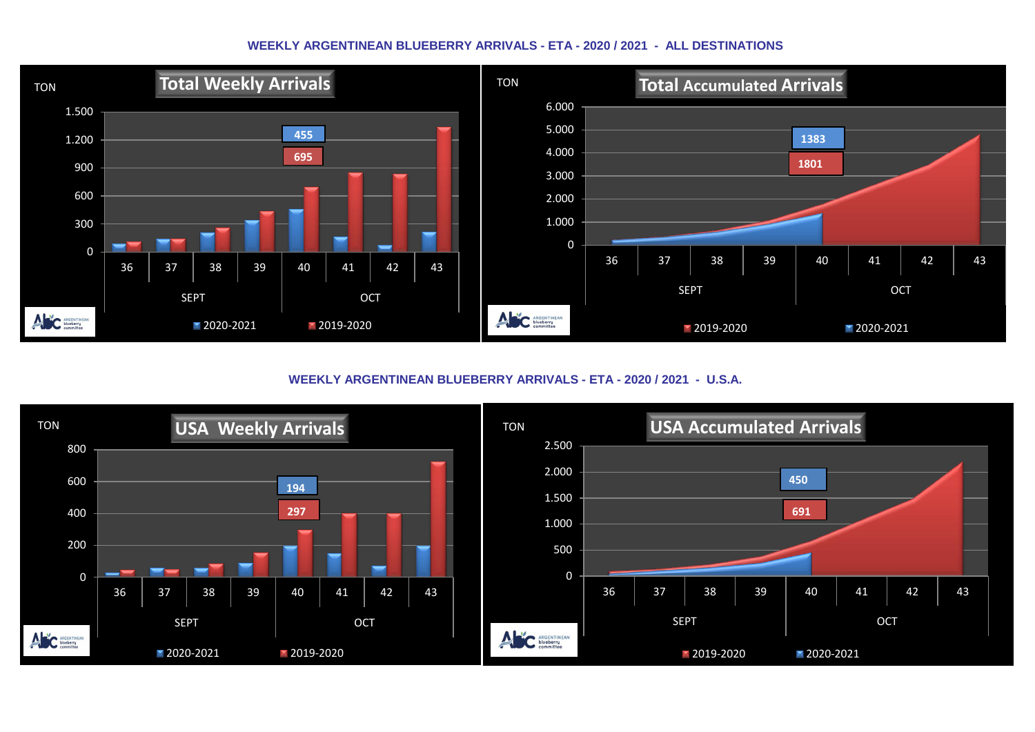WEEKLY ARGENTINEAN BLUEBERRY ARRIVALS - ETA - 2020 / 2021 - ALL DESTINATIONS

**Total Weekly Arrivals**

TON

1.500
1.200
900
600
300
0

455
695

36 37 38 39 40 41 42 43

SEPT OCT

2020-2021 2019-2020

**Total Accumulated Arrivals**

TON

6.000
5.000
4.000
3.000
2.000
1.000
0

1383
1801

36 37 38 39 40 41 42 43

SEPT OCT

2019-2020 2020-2021

WEEKLY ARGENTINEAN BLUEBERRY ARRIVALS - ETA - 2020 / 2021 - U.S.A.

**USA Weekly Arrivals**

TON

800
600
400
200
0

194
297

36 37 38 39 40 41 42 43

SEPT OCT

2020-2021 2019-2020

**USA Accumulated Arrivals**

TON

2.500
2.000
1.500
1.000
500
0

450
691

36 37 38 39 40 41 42 43

SEPT OCT

2019-2020 2020-2021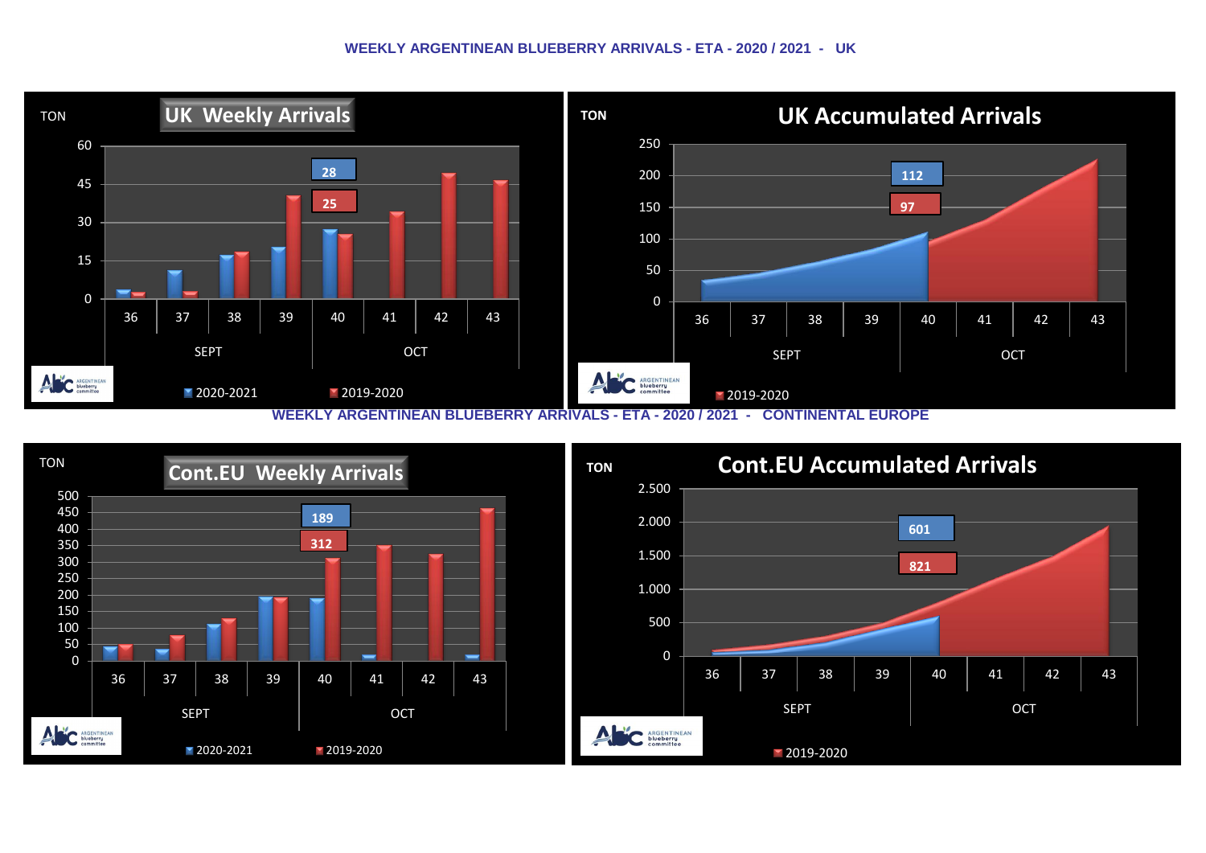## WEEKLY ARGENTINEAN BLUEBERRY ARRIVALS - ETA - 2020 / 2021 - UK

**UK Weekly Arrivals**

TON

| Week | 36 | 37 | 38 | 39 | 40 | 41 | 42 | 43 |
|---|---|---|---|---|---|---|---|---|
| Month | SEPT | | | | OCT | | | |

Labels: 28 (2020-2021), 25 (2019-2020)

Legend: 2020-2021, 2019-2020

**UK Accumulated Arrivals**

TON

| Week | 36 | 37 | 38 | 39 | 40 | 41 | 42 | 43 |
|---|---|---|---|---|---|---|---|---|
| Month | SEPT | | | | OCT | | | |

Labels: 112, 97

Legend: 2019-2020

## WEEKLY ARGENTINEAN BLUEBERRY ARRIVALS - ETA - 2020 / 2021 - CONTINENTAL EUROPE

**Cont.EU Weekly Arrivals**

TON

| Week | 36 | 37 | 38 | 39 | 40 | 41 | 42 | 43 |
|---|---|---|---|---|---|---|---|---|
| Month | SEPT | | | | OCT | | | |

Labels: 189 (2020-2021), 312 (2019-2020)

Legend: 2020-2021, 2019-2020

**Cont.EU Accumulated Arrivals**

TON

| Week | 36 | 37 | 38 | 39 | 40 | 41 | 42 | 43 |
|---|---|---|---|---|---|---|---|---|
| Month | SEPT | | | | OCT | | | |

Labels: 601, 821

Legend: 2019-2020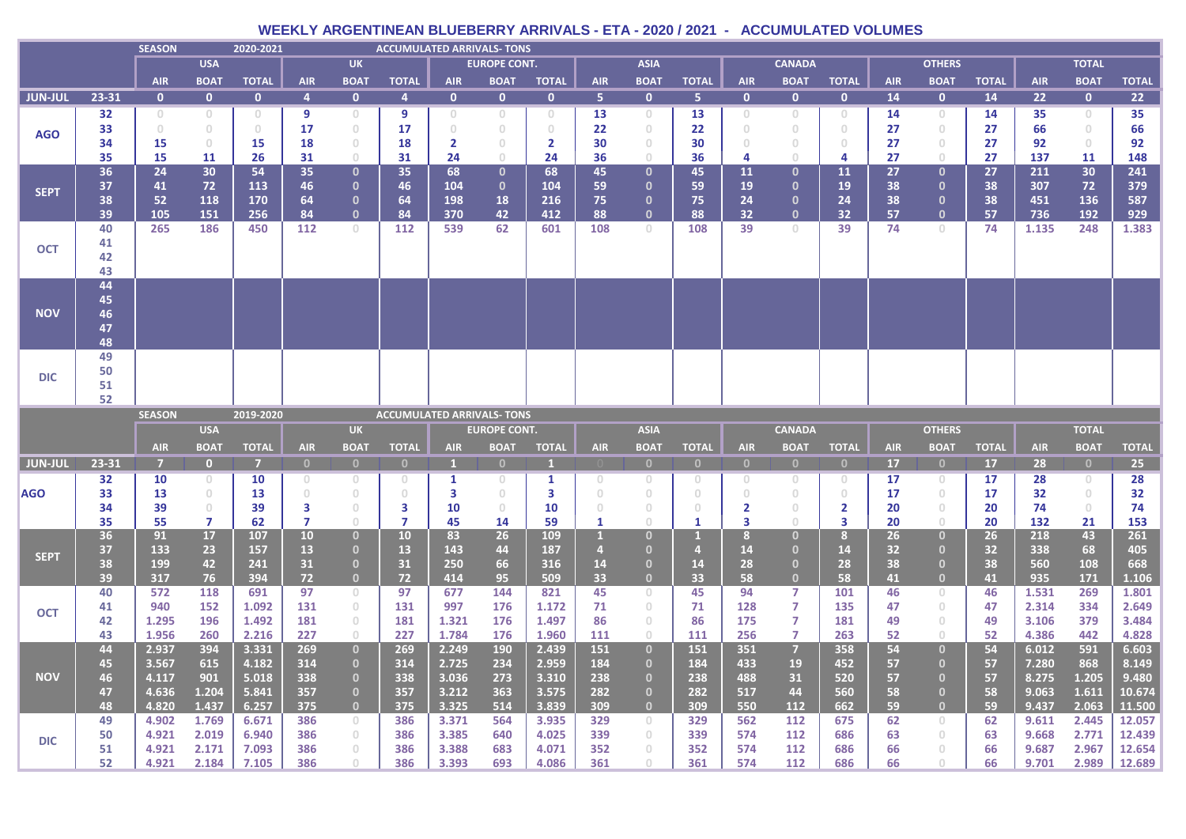# WEEKLY ARGENTINEAN BLUEBERRY ARRIVALS - ETA - 2020 / 2021 - ACCUMULATED VOLUMES

| | | SEASON 2020-2021 | ACCUMULATED ARRIVALS- TONS | | | | | | | | | | | | | | | | | | | |
|---|---|---|---|---|---|---|---|---|---|---|---|---|---|---|---|---|---|---|---|---|---|---|
| | | USA | | | UK | | | EUROPE CONT. | | | ASIA | | | CANADA | | | OTHERS | | | TOTAL | | |
| | | AIR | BOAT | TOTAL | AIR | BOAT | TOTAL | AIR | BOAT | TOTAL | AIR | BOAT | TOTAL | AIR | BOAT | TOTAL | AIR | BOAT | TOTAL | AIR | BOAT | TOTAL |
| JUN-JUL | 23-31 | 0 | 0 | 0 | 4 | 0 | 4 | 0 | 0 | 0 | 5 | 0 | 5 | 0 | 0 | 0 | 14 | 0 | 14 | 22 | 0 | 22 |
| AGO | 32 | 0 | 0 | 0 | 9 | 0 | 9 | 0 | 0 | 0 | 13 | 0 | 13 | 0 | 0 | 0 | 14 | 0 | 14 | 35 | 0 | 35 |
| | 33 | 0 | 0 | 0 | 17 | 0 | 17 | 0 | 0 | 0 | 22 | 0 | 22 | 0 | 0 | 0 | 27 | 0 | 27 | 66 | 0 | 66 |
| | 34 | 15 | 0 | 15 | 18 | 0 | 18 | 2 | 0 | 2 | 30 | 0 | 30 | 0 | 0 | 0 | 27 | 0 | 27 | 92 | 0 | 92 |
| | 35 | 15 | 11 | 26 | 31 | 0 | 31 | 24 | 0 | 24 | 36 | 0 | 36 | 4 | 0 | 4 | 27 | 0 | 27 | 137 | 11 | 148 |
| SEPT | 36 | 24 | 30 | 54 | 35 | 0 | 35 | 68 | 0 | 68 | 45 | 0 | 45 | 11 | 0 | 11 | 27 | 0 | 27 | 211 | 30 | 241 |
| | 37 | 41 | 72 | 113 | 46 | 0 | 46 | 104 | 0 | 104 | 59 | 0 | 59 | 19 | 0 | 19 | 38 | 0 | 38 | 307 | 72 | 379 |
| | 38 | 52 | 118 | 170 | 64 | 0 | 64 | 198 | 18 | 216 | 75 | 0 | 75 | 24 | 0 | 24 | 38 | 0 | 38 | 451 | 136 | 587 |
| | 39 | 105 | 151 | 256 | 84 | 0 | 84 | 370 | 42 | 412 | 88 | 0 | 88 | 32 | 0 | 32 | 57 | 0 | 57 | 736 | 192 | 929 |
| OCT | 40 | 265 | 186 | 450 | 112 | 0 | 112 | 539 | 62 | 601 | 108 | 0 | 108 | 39 | 0 | 39 | 74 | 0 | 74 | 1.135 | 248 | 1.383 |
| | 41 | | | | | | | | | | | | | | | | | | | | | |
| | 42 | | | | | | | | | | | | | | | | | | | | | |
| | 43 | | | | | | | | | | | | | | | | | | | | | |
| NOV | 44 | | | | | | | | | | | | | | | | | | | | | |
| | 45 | | | | | | | | | | | | | | | | | | | | | |
| | 46 | | | | | | | | | | | | | | | | | | | | | |
| | 47 | | | | | | | | | | | | | | | | | | | | | |
| | 48 | | | | | | | | | | | | | | | | | | | | | |
| DIC | 49 | | | | | | | | | | | | | | | | | | | | | |
| | 50 | | | | | | | | | | | | | | | | | | | | | |
| | 51 | | | | | | | | | | | | | | | | | | | | | |
| | 52 | | | | | | | | | | | | | | | | | | | | | |

| | | SEASON 2019-2020 | ACCUMULATED ARRIVALS- TONS | | | | | | | | | | | | | | | | | | | |
|---|---|---|---|---|---|---|---|---|---|---|---|---|---|---|---|---|---|---|---|---|---|---|
| | | USA | | | UK | | | EUROPE CONT. | | | ASIA | | | CANADA | | | OTHERS | | | TOTAL | | |
| | | AIR | BOAT | TOTAL | AIR | BOAT | TOTAL | AIR | BOAT | TOTAL | AIR | BOAT | TOTAL | AIR | BOAT | TOTAL | AIR | BOAT | TOTAL | AIR | BOAT | TOTAL |
| JUN-JUL | 23-31 | 7 | 0 | 7 | 0 | 0 | 0 | 1 | 0 | 1 | 0 | 0 | 0 | 0 | 0 | 0 | 17 | 0 | 17 | 28 | 0 | 25 |
| AGO | 32 | 10 | 0 | 10 | 0 | 0 | 0 | 1 | 0 | 1 | 0 | 0 | 0 | 0 | 0 | 0 | 17 | 0 | 17 | 28 | 0 | 28 |
| | 33 | 13 | 0 | 13 | 0 | 0 | 0 | 3 | 0 | 3 | 0 | 0 | 0 | 0 | 0 | 0 | 17 | 0 | 17 | 32 | 0 | 32 |
| | 34 | 39 | 0 | 39 | 3 | 0 | 3 | 10 | 0 | 10 | 0 | 0 | 0 | 2 | 0 | 2 | 20 | 0 | 20 | 74 | 0 | 74 |
| | 35 | 55 | 7 | 62 | 7 | 0 | 7 | 45 | 14 | 59 | 1 | 0 | 1 | 3 | 0 | 3 | 20 | 0 | 20 | 132 | 21 | 153 |
| SEPT | 36 | 91 | 17 | 107 | 10 | 0 | 10 | 83 | 26 | 109 | 1 | 0 | 1 | 8 | 0 | 8 | 26 | 0 | 26 | 218 | 43 | 261 |
| | 37 | 133 | 23 | 157 | 13 | 0 | 13 | 143 | 44 | 187 | 4 | 0 | 4 | 14 | 0 | 14 | 32 | 0 | 32 | 338 | 68 | 405 |
| | 38 | 199 | 42 | 241 | 31 | 0 | 31 | 250 | 66 | 316 | 14 | 0 | 14 | 28 | 0 | 28 | 38 | 0 | 38 | 560 | 108 | 668 |
| | 39 | 317 | 76 | 394 | 72 | 0 | 72 | 414 | 95 | 509 | 33 | 0 | 33 | 58 | 0 | 58 | 41 | 0 | 41 | 935 | 171 | 1.106 |
| OCT | 40 | 572 | 118 | 691 | 97 | 0 | 97 | 677 | 144 | 821 | 45 | 0 | 45 | 94 | 7 | 101 | 46 | 0 | 46 | 1.531 | 269 | 1.801 |
| | 41 | 940 | 152 | 1.092 | 131 | 0 | 131 | 997 | 176 | 1.172 | 71 | 0 | 71 | 128 | 7 | 135 | 47 | 0 | 47 | 2.314 | 334 | 2.649 |
| | 42 | 1.295 | 196 | 1.492 | 181 | 0 | 181 | 1.321 | 176 | 1.497 | 86 | 0 | 86 | 175 | 7 | 181 | 49 | 0 | 49 | 3.106 | 379 | 3.484 |
| | 43 | 1.956 | 260 | 2.216 | 227 | 0 | 227 | 1.784 | 176 | 1.960 | 111 | 0 | 111 | 256 | 7 | 263 | 52 | 0 | 52 | 4.386 | 442 | 4.828 |
| NOV | 44 | 2.937 | 394 | 3.331 | 269 | 0 | 269 | 2.249 | 190 | 2.439 | 151 | 0 | 151 | 351 | 7 | 358 | 54 | 0 | 54 | 6.012 | 591 | 6.603 |
| | 45 | 3.567 | 615 | 4.182 | 314 | 0 | 314 | 2.725 | 234 | 2.959 | 184 | 0 | 184 | 433 | 19 | 452 | 57 | 0 | 57 | 7.280 | 868 | 8.149 |
| | 46 | 4.117 | 901 | 5.018 | 338 | 0 | 338 | 3.036 | 273 | 3.310 | 238 | 0 | 238 | 488 | 31 | 520 | 57 | 0 | 57 | 8.275 | 1.205 | 9.480 |
| | 47 | 4.636 | 1.204 | 5.841 | 357 | 0 | 357 | 3.212 | 363 | 3.575 | 282 | 0 | 282 | 517 | 44 | 560 | 58 | 0 | 58 | 9.063 | 1.611 | 10.674 |
| | 48 | 4.820 | 1.437 | 6.257 | 375 | 0 | 375 | 3.325 | 514 | 3.839 | 309 | 0 | 309 | 550 | 112 | 662 | 59 | 0 | 59 | 9.437 | 2.063 | 11.500 |
| DIC | 49 | 4.902 | 1.769 | 6.671 | 386 | 0 | 386 | 3.371 | 564 | 3.935 | 329 | 0 | 329 | 562 | 112 | 675 | 62 | 0 | 62 | 9.611 | 2.445 | 12.057 |
| | 50 | 4.921 | 2.019 | 6.940 | 386 | 0 | 386 | 3.385 | 640 | 4.025 | 339 | 0 | 339 | 574 | 112 | 686 | 63 | 0 | 63 | 9.668 | 2.771 | 12.439 |
| | 51 | 4.921 | 2.171 | 7.093 | 386 | 0 | 386 | 3.388 | 683 | 4.071 | 352 | 0 | 352 | 574 | 112 | 686 | 66 | 0 | 66 | 9.687 | 2.967 | 12.654 |
| | 52 | 4.921 | 2.184 | 7.105 | 386 | 0 | 386 | 3.393 | 693 | 4.086 | 361 | 0 | 361 | 574 | 112 | 686 | 66 | 0 | 66 | 9.701 | 2.989 | 12.689 |